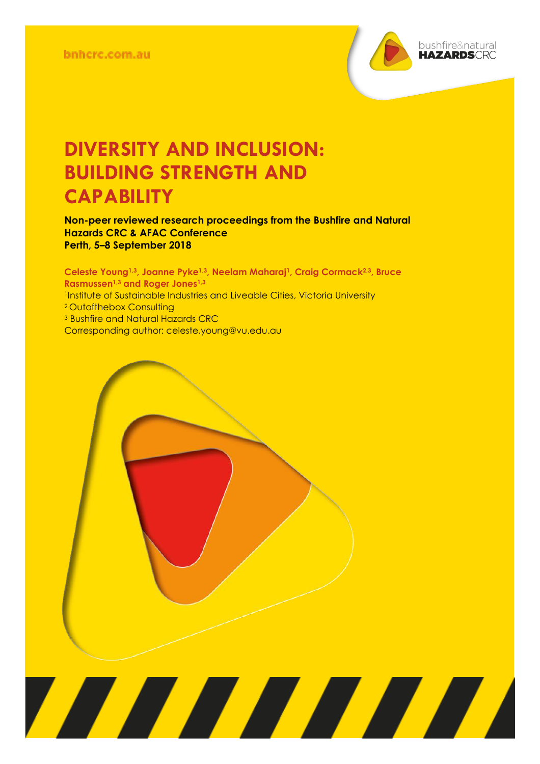bnhcrc.com.au

# DIVERSITY AND INCLUSION: BUILDING STRENGTH AND CAPABILITY

**Non-peer reviewed research proceedings from the Bushfire and Natural Hazards CRC & AFAC Conference**
**Perth, 5–8 September 2018**

**Celeste Young[1,3], Joanne Pyke[1,3], Neelam Maharaj[1], Craig Cormack[2,3], Bruce Rasmussen[1,3] and Roger Jones[1,3]**

[1]Institute of Sustainable Industries and Liveable Cities, Victoria University
[2]Outofthebox Consulting
[3]Bushfire and Natural Hazards CRC
Corresponding author: celeste.young@vu.edu.au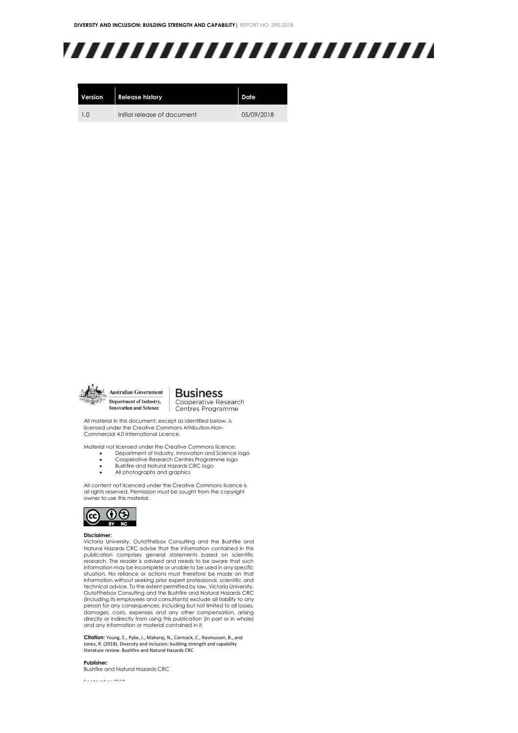| Version | Release history | Date |
| --- | --- | --- |
| 1.0 | Initial release of document | 05/09/2018 |

Australian Government
Department of Industry, Innovation and Science

Business
Cooperative Research Centres Programme

All material in this document, except as identified below, is licensed under the Creative Commons Attribution-Non-Commercial 4.0 International Licence.

Material not licensed under the Creative Commons licence:

- Department of Industry, Innovation and Science logo
- Cooperative Research Centres Programme logo
- Bushfire and Natural Hazards CRC logo
- All photographs and graphics

All content not licenced under the Creative Commons licence is all rights reserved. Permission must be sought from the copyright owner to use this material.

**Disclaimer:**
Victoria University, Outofthebox Consulting and the Bushfire and Natural Hazards CRC advise that the information contained in this publication comprises general statements based on scientific research. The reader is advised and needs to be aware that such information may be incomplete or unable to be used in any specific situation. No reliance or actions must therefore be made on that information without seeking prior expert professional, scientific and technical advice. To the extent permitted by law, Victoria University, Outofthebox Consulting and the Bushfire and Natural Hazards CRC (including its employees and consultants) exclude all liability to any person for any consequences, including but not limited to all losses, damages, costs, expenses and any other compensation, arising directly or indirectly from using this publication (in part or in whole) and any information or material contained in it.

**Citation:** Young, C., Pyke, J., Maharaj, N., Cormack, C., Rasmussen, B., and Jones, R. (2018). Diversity and inclusion: building strength and capability literature review. Bushfire and Natural Hazards CRC

**Publisher:**
Bushfire and Natural Hazards CRC

September 2018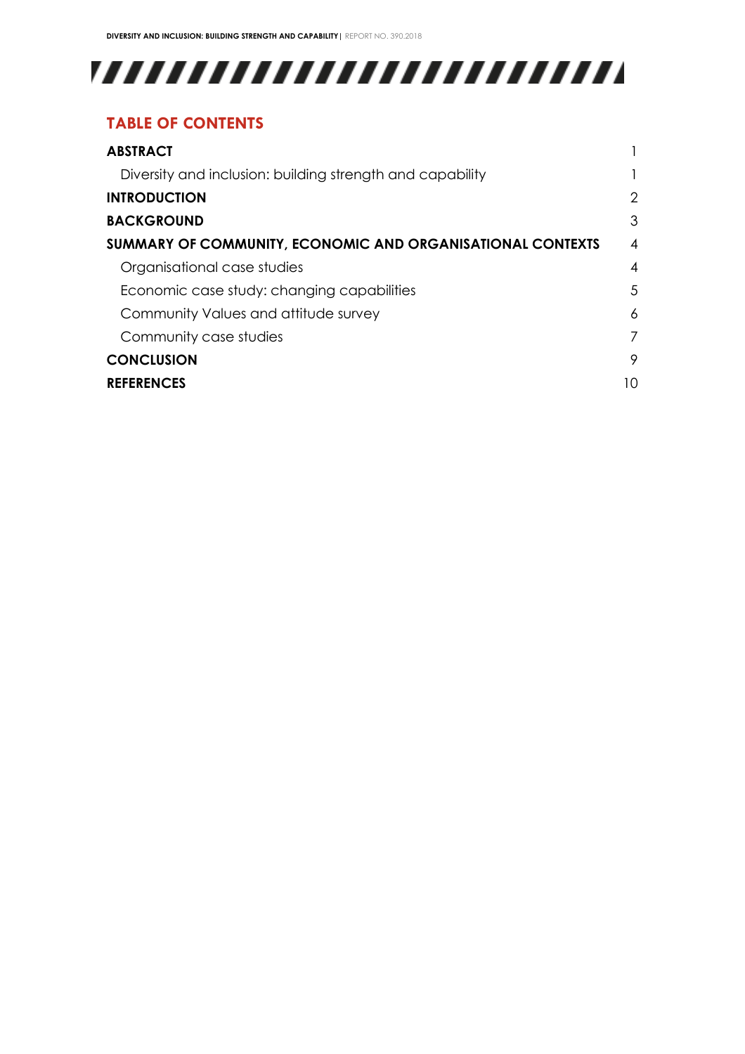## TABLE OF CONTENTS

**ABSTRACT** 1

- Diversity and inclusion: building strength and capability 1

**INTRODUCTION** 2

**BACKGROUND** 3

**SUMMARY OF COMMUNITY, ECONOMIC AND ORGANISATIONAL CONTEXTS** 4

- Organisational case studies 4
- Economic case study: changing capabilities 5
- Community Values and attitude survey 6
- Community case studies 7

**CONCLUSION** 9

**REFERENCES** 10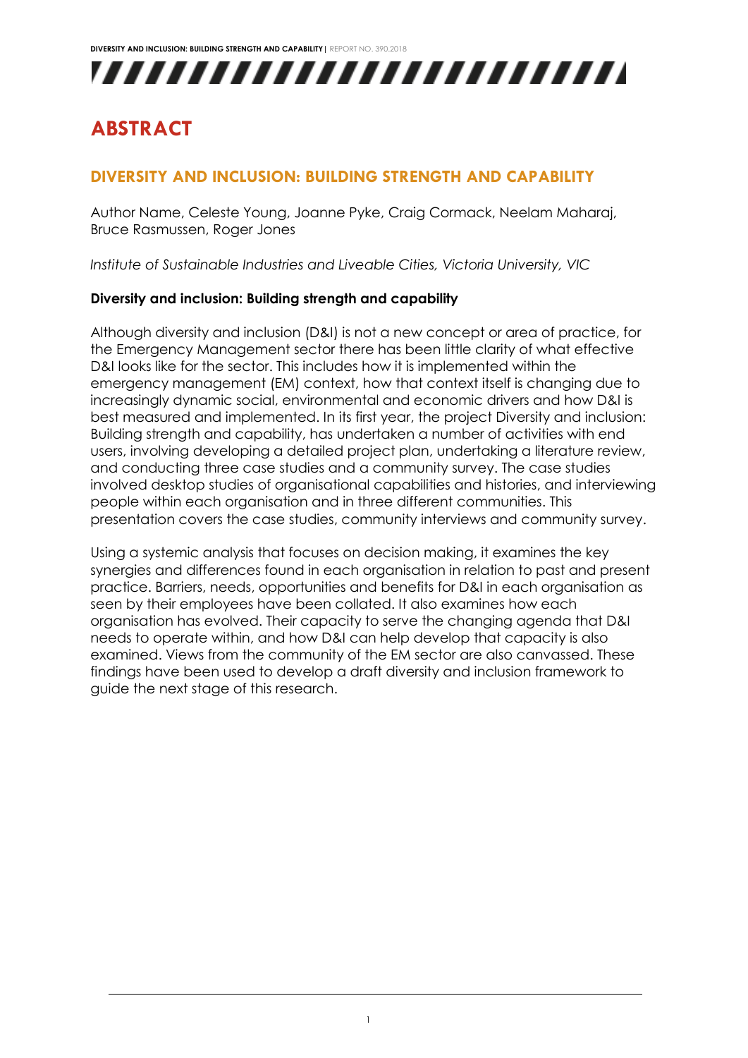# ABSTRACT

## DIVERSITY AND INCLUSION: BUILDING STRENGTH AND CAPABILITY

Author Name, Celeste Young, Joanne Pyke, Craig Cormack, Neelam Maharaj, Bruce Rasmussen, Roger Jones

*Institute of Sustainable Industries and Liveable Cities, Victoria University, VIC*

**Diversity and inclusion: Building strength and capability**

Although diversity and inclusion (D&I) is not a new concept or area of practice, for the Emergency Management sector there has been little clarity of what effective D&I looks like for the sector. This includes how it is implemented within the emergency management (EM) context, how that context itself is changing due to increasingly dynamic social, environmental and economic drivers and how D&I is best measured and implemented. In its first year, the project Diversity and inclusion: Building strength and capability, has undertaken a number of activities with end users, involving developing a detailed project plan, undertaking a literature review, and conducting three case studies and a community survey. The case studies involved desktop studies of organisational capabilities and histories, and interviewing people within each organisation and in three different communities. This presentation covers the case studies, community interviews and community survey.

Using a systemic analysis that focuses on decision making, it examines the key synergies and differences found in each organisation in relation to past and present practice. Barriers, needs, opportunities and benefits for D&I in each organisation as seen by their employees have been collated. It also examines how each organisation has evolved. Their capacity to serve the changing agenda that D&I needs to operate within, and how D&I can help develop that capacity is also examined. Views from the community of the EM sector are also canvassed. These findings have been used to develop a draft diversity and inclusion framework to guide the next stage of this research.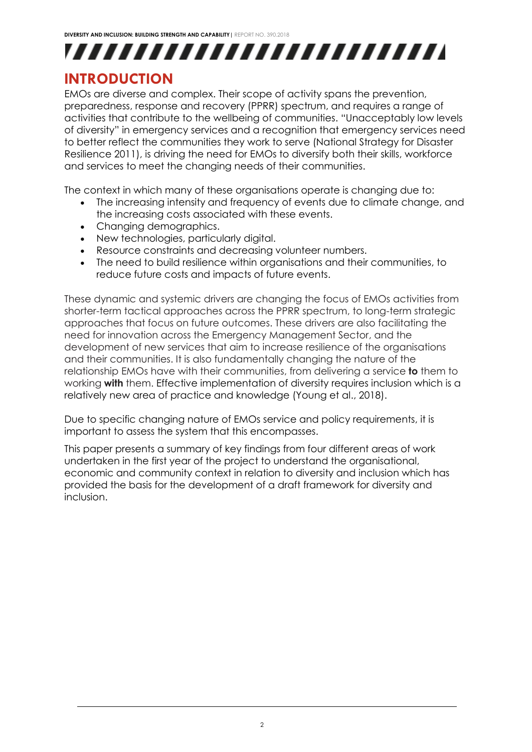# INTRODUCTION

EMOs are diverse and complex. Their scope of activity spans the prevention, preparedness, response and recovery (PPRR) spectrum, and requires a range of activities that contribute to the wellbeing of communities. "Unacceptably low levels of diversity" in emergency services and a recognition that emergency services need to better reflect the communities they work to serve (National Strategy for Disaster Resilience 2011), is driving the need for EMOs to diversify both their skills, workforce and services to meet the changing needs of their communities.

The context in which many of these organisations operate is changing due to:

- The increasing intensity and frequency of events due to climate change, and the increasing costs associated with these events.
- Changing demographics.
- New technologies, particularly digital.
- Resource constraints and decreasing volunteer numbers.
- The need to build resilience within organisations and their communities, to reduce future costs and impacts of future events.

These dynamic and systemic drivers are changing the focus of EMOs activities from shorter-term tactical approaches across the PPRR spectrum, to long-term strategic approaches that focus on future outcomes. These drivers are also facilitating the need for innovation across the Emergency Management Sector, and the development of new services that aim to increase resilience of the organisations and their communities. It is also fundamentally changing the nature of the relationship EMOs have with their communities, from delivering a service **to** them to working **with** them. Effective implementation of diversity requires inclusion which is a relatively new area of practice and knowledge (Young et al., 2018).

Due to specific changing nature of EMOs service and policy requirements, it is important to assess the system that this encompasses.

This paper presents a summary of key findings from four different areas of work undertaken in the first year of the project to understand the organisational, economic and community context in relation to diversity and inclusion which has provided the basis for the development of a draft framework for diversity and inclusion.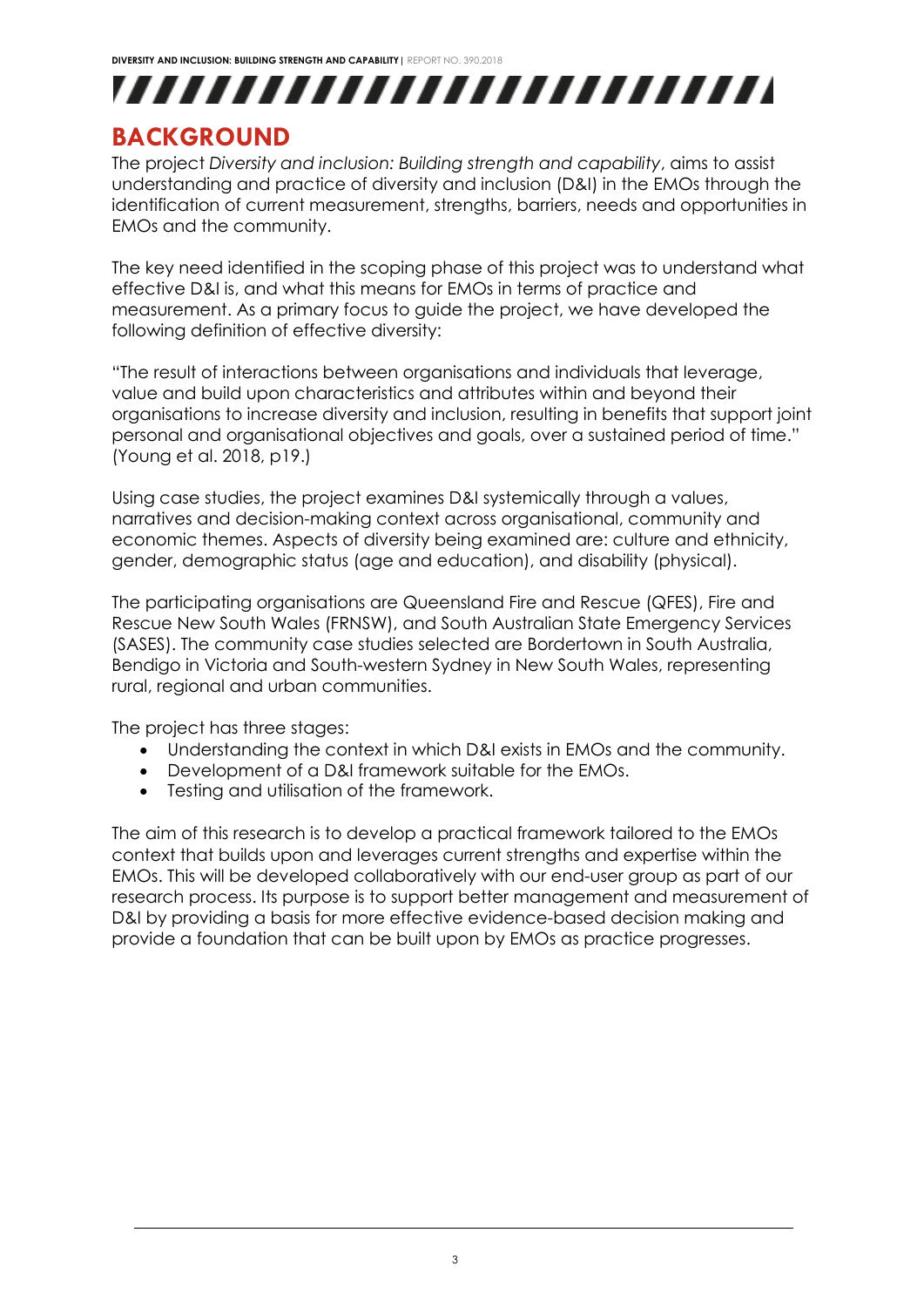## BACKGROUND

The project *Diversity and inclusion: Building strength and capability*, aims to assist understanding and practice of diversity and inclusion (D&I) in the EMOs through the identification of current measurement, strengths, barriers, needs and opportunities in EMOs and the community.

The key need identified in the scoping phase of this project was to understand what effective D&I is, and what this means for EMOs in terms of practice and measurement. As a primary focus to guide the project, we have developed the following definition of effective diversity:

"The result of interactions between organisations and individuals that leverage, value and build upon characteristics and attributes within and beyond their organisations to increase diversity and inclusion, resulting in benefits that support joint personal and organisational objectives and goals, over a sustained period of time." (Young et al. 2018, p19.)

Using case studies, the project examines D&I systemically through a values, narratives and decision-making context across organisational, community and economic themes. Aspects of diversity being examined are: culture and ethnicity, gender, demographic status (age and education), and disability (physical).

The participating organisations are Queensland Fire and Rescue (QFES), Fire and Rescue New South Wales (FRNSW), and South Australian State Emergency Services (SASES). The community case studies selected are Bordertown in South Australia, Bendigo in Victoria and South-western Sydney in New South Wales, representing rural, regional and urban communities.

The project has three stages:

- Understanding the context in which D&I exists in EMOs and the community.
- Development of a D&I framework suitable for the EMOs.
- Testing and utilisation of the framework.

The aim of this research is to develop a practical framework tailored to the EMOs context that builds upon and leverages current strengths and expertise within the EMOs. This will be developed collaboratively with our end-user group as part of our research process. Its purpose is to support better management and measurement of D&I by providing a basis for more effective evidence-based decision making and provide a foundation that can be built upon by EMOs as practice progresses.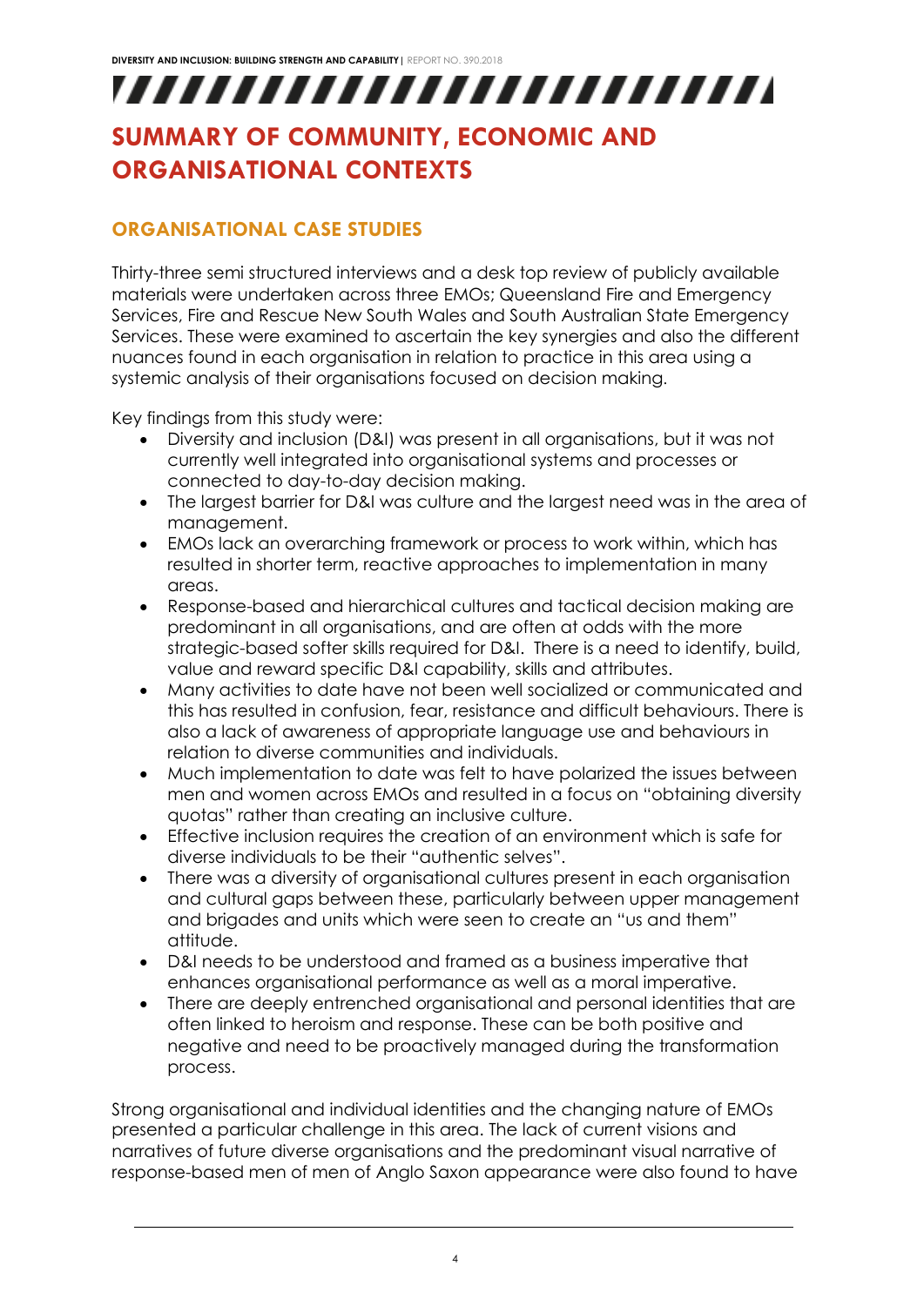# SUMMARY OF COMMUNITY, ECONOMIC AND ORGANISATIONAL CONTEXTS

## ORGANISATIONAL CASE STUDIES

Thirty-three semi structured interviews and a desk top review of publicly available materials were undertaken across three EMOs; Queensland Fire and Emergency Services, Fire and Rescue New South Wales and South Australian State Emergency Services. These were examined to ascertain the key synergies and also the different nuances found in each organisation in relation to practice in this area using a systemic analysis of their organisations focused on decision making.

Key findings from this study were:

- Diversity and inclusion (D&I) was present in all organisations, but it was not currently well integrated into organisational systems and processes or connected to day-to-day decision making.
- The largest barrier for D&I was culture and the largest need was in the area of management.
- EMOs lack an overarching framework or process to work within, which has resulted in shorter term, reactive approaches to implementation in many areas.
- Response-based and hierarchical cultures and tactical decision making are predominant in all organisations, and are often at odds with the more strategic-based softer skills required for D&I. There is a need to identify, build, value and reward specific D&I capability, skills and attributes.
- Many activities to date have not been well socialized or communicated and this has resulted in confusion, fear, resistance and difficult behaviours. There is also a lack of awareness of appropriate language use and behaviours in relation to diverse communities and individuals.
- Much implementation to date was felt to have polarized the issues between men and women across EMOs and resulted in a focus on "obtaining diversity quotas" rather than creating an inclusive culture.
- Effective inclusion requires the creation of an environment which is safe for diverse individuals to be their "authentic selves".
- There was a diversity of organisational cultures present in each organisation and cultural gaps between these, particularly between upper management and brigades and units which were seen to create an "us and them" attitude.
- D&I needs to be understood and framed as a business imperative that enhances organisational performance as well as a moral imperative.
- There are deeply entrenched organisational and personal identities that are often linked to heroism and response. These can be both positive and negative and need to be proactively managed during the transformation process.

Strong organisational and individual identities and the changing nature of EMOs presented a particular challenge in this area. The lack of current visions and narratives of future diverse organisations and the predominant visual narrative of response-based men of men of Anglo Saxon appearance were also found to have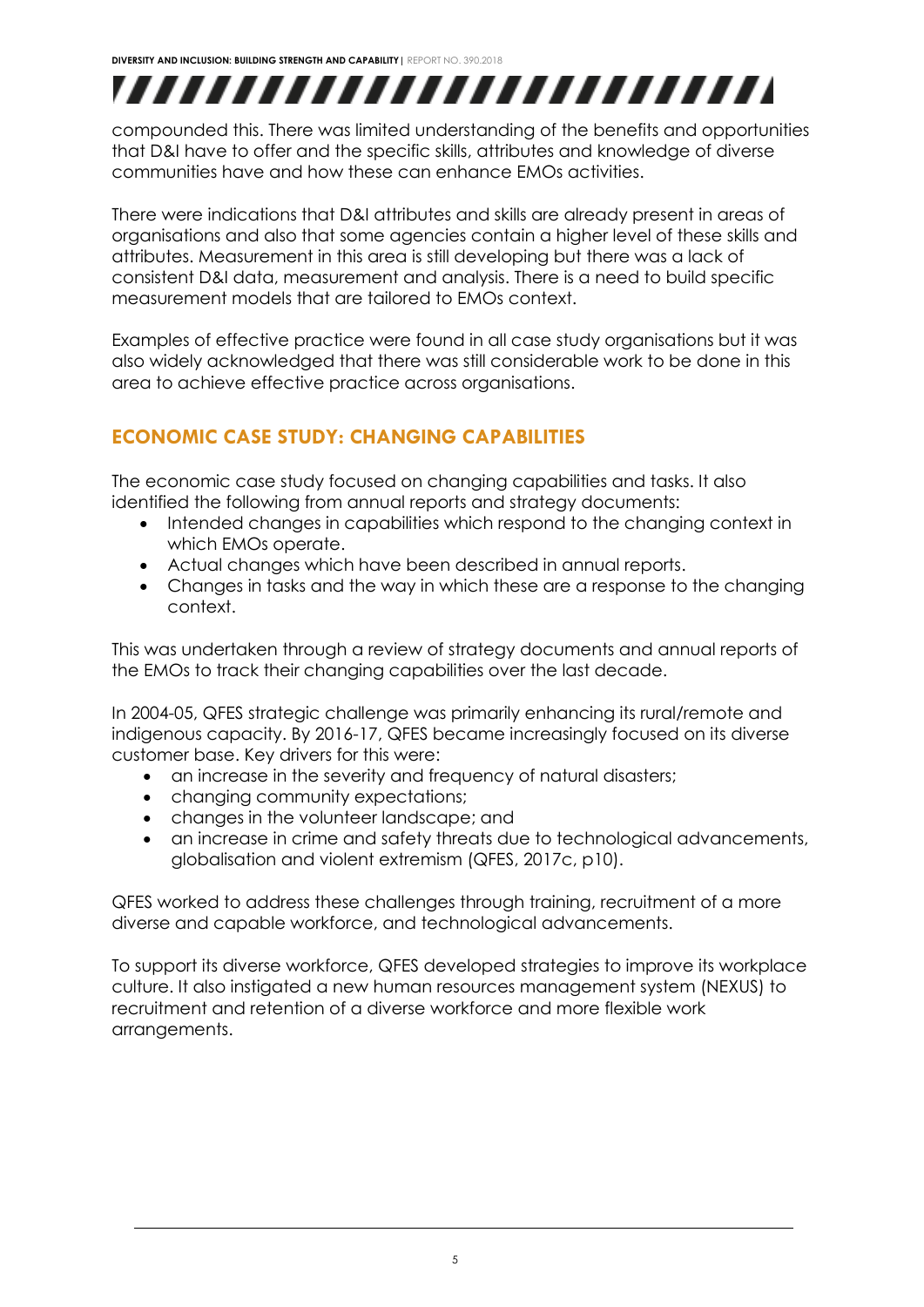compounded this. There was limited understanding of the benefits and opportunities that D&I have to offer and the specific skills, attributes and knowledge of diverse communities have and how these can enhance EMOs activities.

There were indications that D&I attributes and skills are already present in areas of organisations and also that some agencies contain a higher level of these skills and attributes. Measurement in this area is still developing but there was a lack of consistent D&I data, measurement and analysis. There is a need to build specific measurement models that are tailored to EMOs context.

Examples of effective practice were found in all case study organisations but it was also widely acknowledged that there was still considerable work to be done in this area to achieve effective practice across organisations.

## ECONOMIC CASE STUDY: CHANGING CAPABILITIES

The economic case study focused on changing capabilities and tasks. It also identified the following from annual reports and strategy documents:

- Intended changes in capabilities which respond to the changing context in which EMOs operate.
- Actual changes which have been described in annual reports.
- Changes in tasks and the way in which these are a response to the changing context.

This was undertaken through a review of strategy documents and annual reports of the EMOs to track their changing capabilities over the last decade.

In 2004-05, QFES strategic challenge was primarily enhancing its rural/remote and indigenous capacity. By 2016-17, QFES became increasingly focused on its diverse customer base. Key drivers for this were:

- an increase in the severity and frequency of natural disasters;
- changing community expectations;
- changes in the volunteer landscape; and
- an increase in crime and safety threats due to technological advancements, globalisation and violent extremism (QFES, 2017c, p10).

QFES worked to address these challenges through training, recruitment of a more diverse and capable workforce, and technological advancements.

To support its diverse workforce, QFES developed strategies to improve its workplace culture. It also instigated a new human resources management system (NEXUS) to recruitment and retention of a diverse workforce and more flexible work arrangements.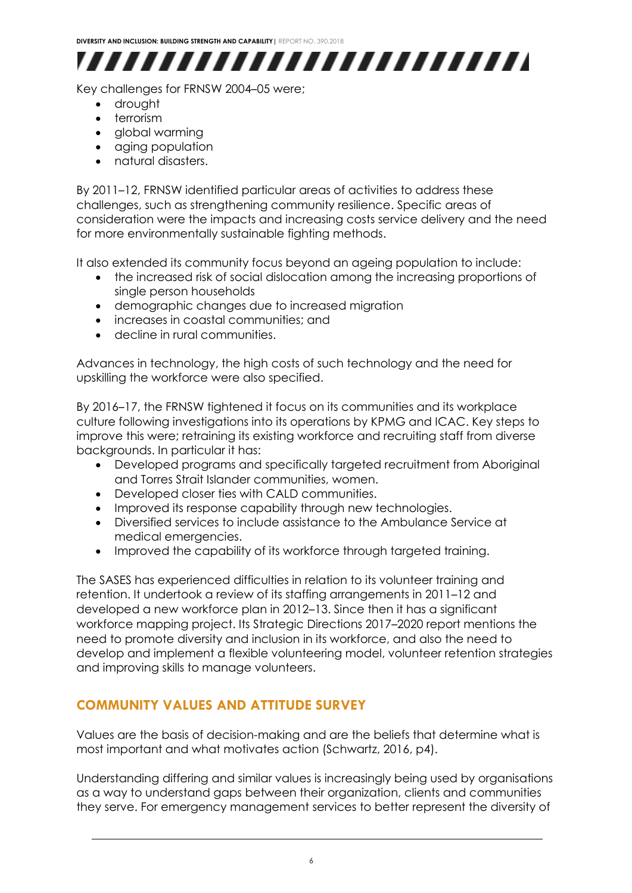Key challenges for FRNSW 2004–05 were;

- drought
- terrorism
- global warming
- aging population
- natural disasters.

By 2011–12, FRNSW identified particular areas of activities to address these challenges, such as strengthening community resilience. Specific areas of consideration were the impacts and increasing costs service delivery and the need for more environmentally sustainable fighting methods.

It also extended its community focus beyond an ageing population to include:

- the increased risk of social dislocation among the increasing proportions of single person households
- demographic changes due to increased migration
- increases in coastal communities; and
- decline in rural communities.

Advances in technology, the high costs of such technology and the need for upskilling the workforce were also specified.

By 2016–17, the FRNSW tightened it focus on its communities and its workplace culture following investigations into its operations by KPMG and ICAC. Key steps to improve this were; retraining its existing workforce and recruiting staff from diverse backgrounds. In particular it has:

- Developed programs and specifically targeted recruitment from Aboriginal and Torres Strait Islander communities, women.
- Developed closer ties with CALD communities.
- Improved its response capability through new technologies.
- Diversified services to include assistance to the Ambulance Service at medical emergencies.
- Improved the capability of its workforce through targeted training.

The SASES has experienced difficulties in relation to its volunteer training and retention. It undertook a review of its staffing arrangements in 2011–12 and developed a new workforce plan in 2012–13. Since then it has a significant workforce mapping project. Its Strategic Directions 2017–2020 report mentions the need to promote diversity and inclusion in its workforce, and also the need to develop and implement a flexible volunteering model, volunteer retention strategies and improving skills to manage volunteers.

## COMMUNITY VALUES AND ATTITUDE SURVEY

Values are the basis of decision-making and are the beliefs that determine what is most important and what motivates action (Schwartz, 2016, p4).

Understanding differing and similar values is increasingly being used by organisations as a way to understand gaps between their organization, clients and communities they serve. For emergency management services to better represent the diversity of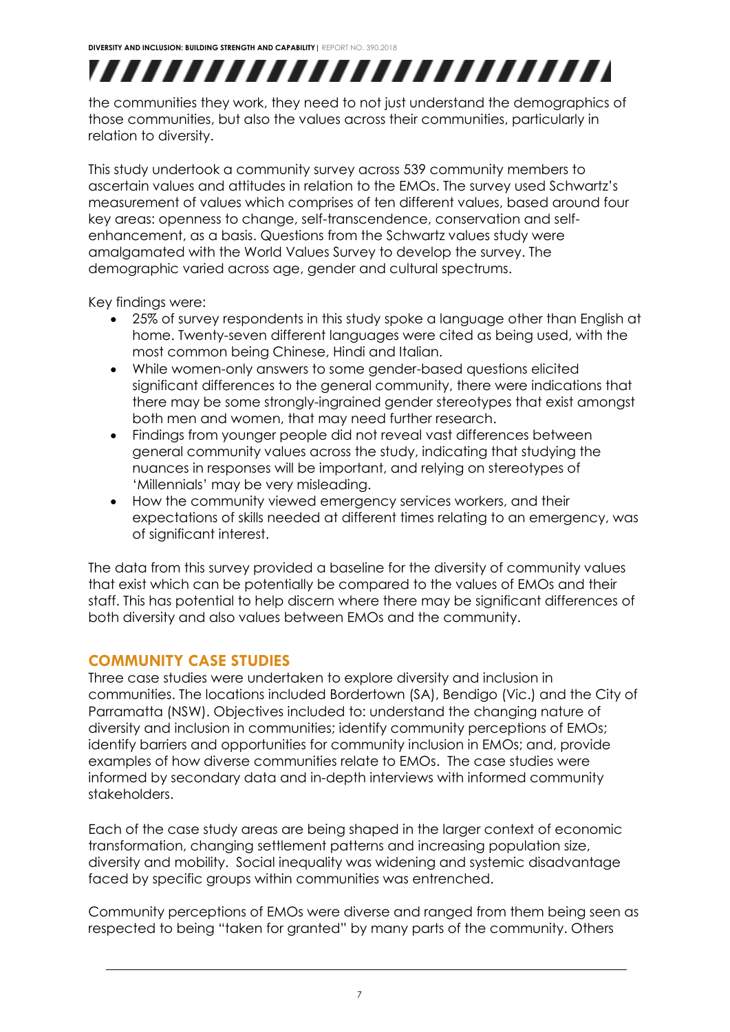the communities they work, they need to not just understand the demographics of those communities, but also the values across their communities, particularly in relation to diversity.

This study undertook a community survey across 539 community members to ascertain values and attitudes in relation to the EMOs. The survey used Schwartz's measurement of values which comprises of ten different values, based around four key areas: openness to change, self-transcendence, conservation and self-enhancement, as a basis. Questions from the Schwartz values study were amalgamated with the World Values Survey to develop the survey. The demographic varied across age, gender and cultural spectrums.

Key findings were:

- 25% of survey respondents in this study spoke a language other than English at home. Twenty-seven different languages were cited as being used, with the most common being Chinese, Hindi and Italian.
- While women-only answers to some gender-based questions elicited significant differences to the general community, there were indications that there may be some strongly-ingrained gender stereotypes that exist amongst both men and women, that may need further research.
- Findings from younger people did not reveal vast differences between general community values across the study, indicating that studying the nuances in responses will be important, and relying on stereotypes of 'Millennials' may be very misleading.
- How the community viewed emergency services workers, and their expectations of skills needed at different times relating to an emergency, was of significant interest.

The data from this survey provided a baseline for the diversity of community values that exist which can be potentially be compared to the values of EMOs and their staff. This has potential to help discern where there may be significant differences of both diversity and also values between EMOs and the community.

## COMMUNITY CASE STUDIES

Three case studies were undertaken to explore diversity and inclusion in communities. The locations included Bordertown (SA), Bendigo (Vic.) and the City of Parramatta (NSW). Objectives included to: understand the changing nature of diversity and inclusion in communities; identify community perceptions of EMOs; identify barriers and opportunities for community inclusion in EMOs; and, provide examples of how diverse communities relate to EMOs. The case studies were informed by secondary data and in-depth interviews with informed community stakeholders.

Each of the case study areas are being shaped in the larger context of economic transformation, changing settlement patterns and increasing population size, diversity and mobility. Social inequality was widening and systemic disadvantage faced by specific groups within communities was entrenched.

Community perceptions of EMOs were diverse and ranged from them being seen as respected to being "taken for granted" by many parts of the community. Others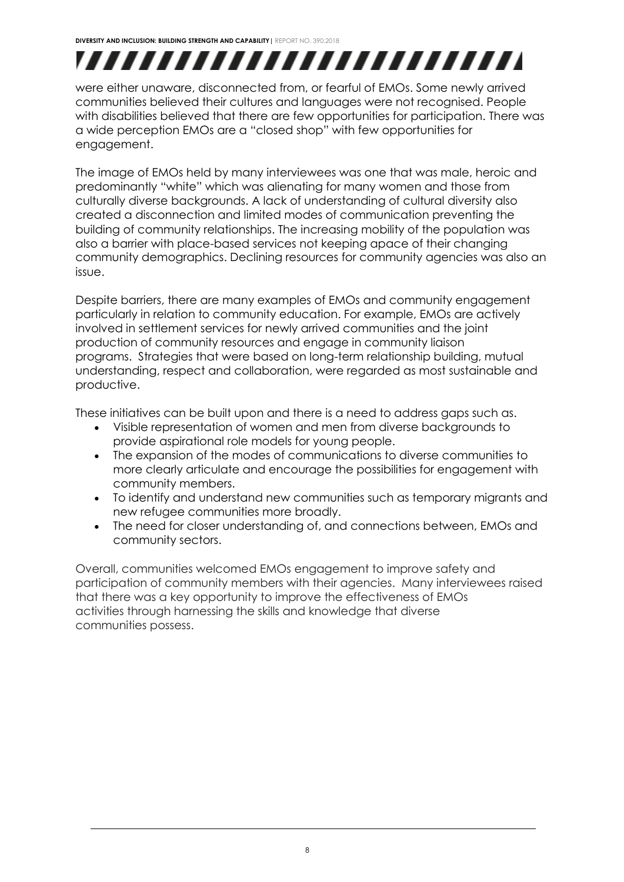were either unaware, disconnected from, or fearful of EMOs. Some newly arrived communities believed their cultures and languages were not recognised. People with disabilities believed that there are few opportunities for participation. There was a wide perception EMOs are a "closed shop" with few opportunities for engagement.

The image of EMOs held by many interviewees was one that was male, heroic and predominantly "white" which was alienating for many women and those from culturally diverse backgrounds. A lack of understanding of cultural diversity also created a disconnection and limited modes of communication preventing the building of community relationships. The increasing mobility of the population was also a barrier with place-based services not keeping apace of their changing community demographics. Declining resources for community agencies was also an issue.

Despite barriers, there are many examples of EMOs and community engagement particularly in relation to community education. For example, EMOs are actively involved in settlement services for newly arrived communities and the joint production of community resources and engage in community liaison programs. Strategies that were based on long-term relationship building, mutual understanding, respect and collaboration, were regarded as most sustainable and productive.

These initiatives can be built upon and there is a need to address gaps such as.

- Visible representation of women and men from diverse backgrounds to provide aspirational role models for young people.
- The expansion of the modes of communications to diverse communities to more clearly articulate and encourage the possibilities for engagement with community members.
- To identify and understand new communities such as temporary migrants and new refugee communities more broadly.
- The need for closer understanding of, and connections between, EMOs and community sectors.

Overall, communities welcomed EMOs engagement to improve safety and participation of community members with their agencies. Many interviewees raised that there was a key opportunity to improve the effectiveness of EMOs activities through harnessing the skills and knowledge that diverse communities possess.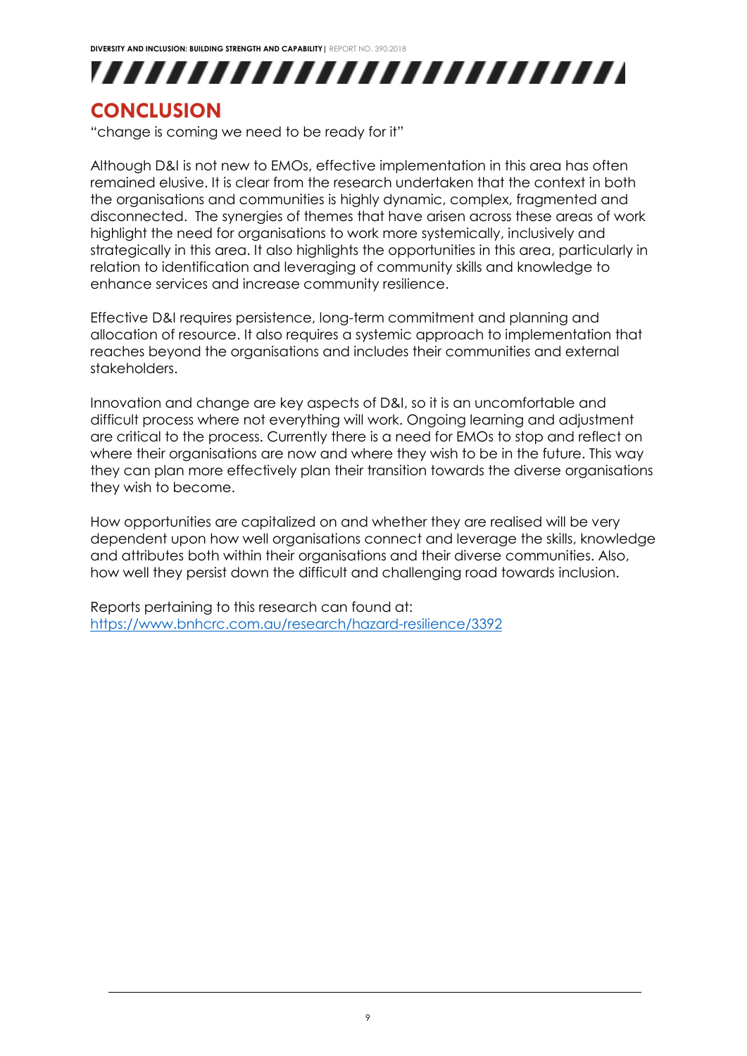# CONCLUSION

"change is coming we need to be ready for it"

Although D&I is not new to EMOs, effective implementation in this area has often remained elusive. It is clear from the research undertaken that the context in both the organisations and communities is highly dynamic, complex, fragmented and disconnected. The synergies of themes that have arisen across these areas of work highlight the need for organisations to work more systemically, inclusively and strategically in this area. It also highlights the opportunities in this area, particularly in relation to identification and leveraging of community skills and knowledge to enhance services and increase community resilience.

Effective D&I requires persistence, long-term commitment and planning and allocation of resource. It also requires a systemic approach to implementation that reaches beyond the organisations and includes their communities and external stakeholders.

Innovation and change are key aspects of D&I, so it is an uncomfortable and difficult process where not everything will work. Ongoing learning and adjustment are critical to the process. Currently there is a need for EMOs to stop and reflect on where their organisations are now and where they wish to be in the future. This way they can plan more effectively plan their transition towards the diverse organisations they wish to become.

How opportunities are capitalized on and whether they are realised will be very dependent upon how well organisations connect and leverage the skills, knowledge and attributes both within their organisations and their diverse communities. Also, how well they persist down the difficult and challenging road towards inclusion.

Reports pertaining to this research can found at: [https://www.bnhcrc.com.au/research/hazard-resilience/3392](https://www.bnhcrc.com.au/research/hazard-resilience/3392)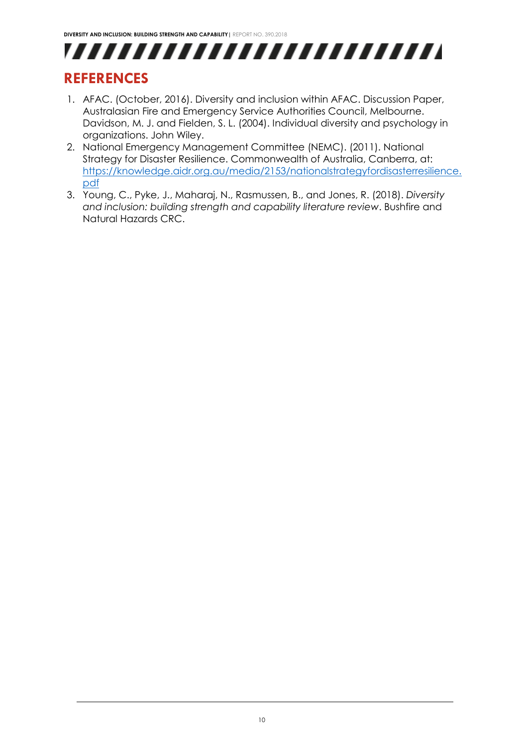## REFERENCES

1. AFAC. (October, 2016). Diversity and inclusion within AFAC. Discussion Paper, Australasian Fire and Emergency Service Authorities Council, Melbourne. Davidson, M. J. and Fielden, S. L. (2004). Individual diversity and psychology in organizations. John Wiley.
2. National Emergency Management Committee (NEMC). (2011). National Strategy for Disaster Resilience. Commonwealth of Australia, Canberra, at: [https://knowledge.aidr.org.au/media/2153/nationalstrategyfordisasterresilience.pdf](https://knowledge.aidr.org.au/media/2153/nationalstrategyfordisasterresilience.pdf)
3. Young, C., Pyke, J., Maharaj, N., Rasmussen, B., and Jones, R. (2018). *Diversity and inclusion: building strength and capability literature review*. Bushfire and Natural Hazards CRC.